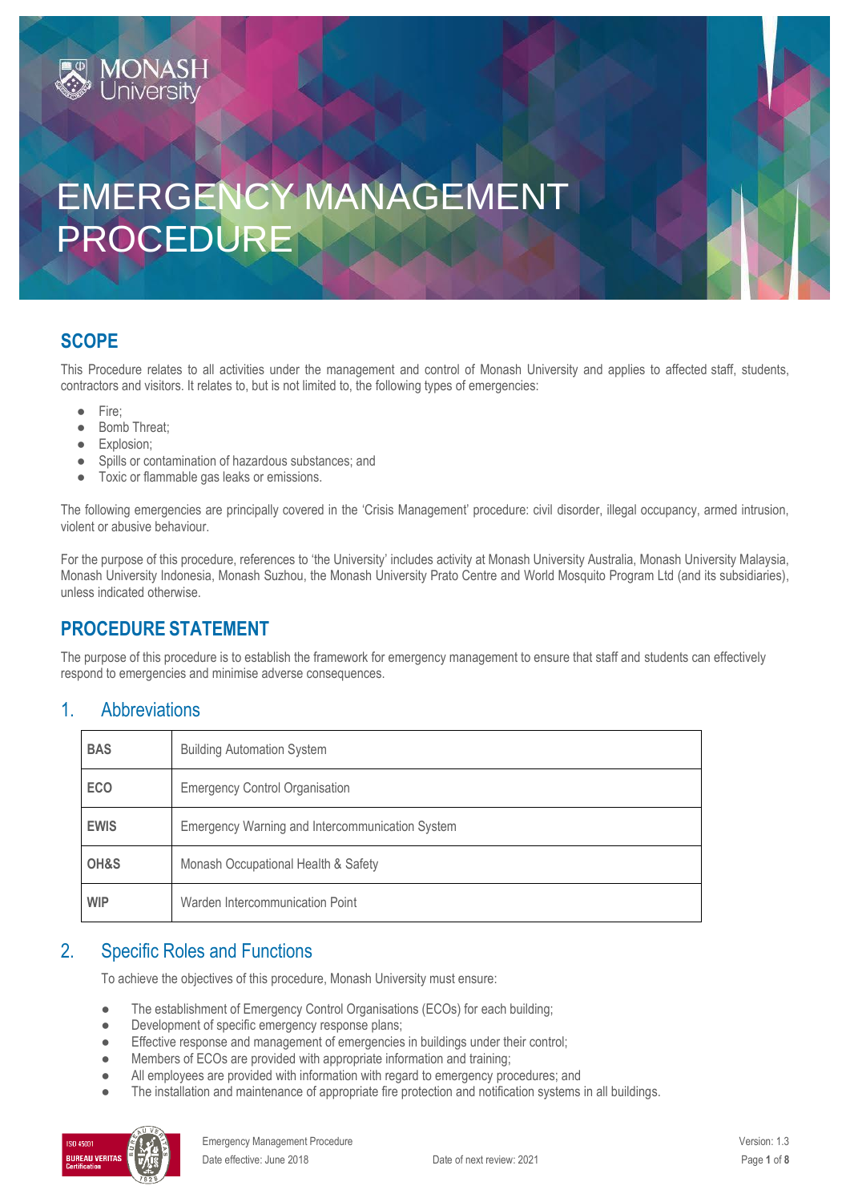# EMERGENCY MANAGEMENT PROCEDURE

## SCOPE

This Procedure relates to all activities under the management and control of Monash University and applies to affected staff, students, contractors and visitors. It relates to, but is not limited to, the following types of emergencies:

- Fire;
- Bomb Threat;
- Explosion;
- Spills or contamination of hazardous substances; and
- Toxic or flammable gas leaks or emissions.

The following emergencies are principally covered in the 'Crisis Management' procedure: civil disorder, illegal occupancy, armed intrusion, violent or abusive behaviour.

For the purpose of this procedure, references to 'the University' includes activity at Monash University Australia, Monash University Malaysia, Monash University Indonesia, Monash Suzhou, the Monash University Prato Centre and World Mosquito Program Ltd (and its subsidiaries), unless indicated otherwise.

## PROCEDURE STATEMENT

The purpose of this procedure is to establish the framework for emergency management to ensure that staff and students can effectively respond to emergencies and minimise adverse consequences.

### 1. Abbreviations

| | |
|---|---|
| **BAS** | Building Automation System |
| **ECO** | Emergency Control Organisation |
| **EWIS** | Emergency Warning and Intercommunication System |
| **OH&S** | Monash Occupational Health & Safety |
| **WIP** | Warden Intercommunication Point |

### 2. Specific Roles and Functions

To achieve the objectives of this procedure, Monash University must ensure:

- The establishment of Emergency Control Organisations (ECOs) for each building;
- Development of specific emergency response plans;
- Effective response and management of emergencies in buildings under their control;
- Members of ECOs are provided with appropriate information and training;
- All employees are provided with information with regard to emergency procedures; and
- The installation and maintenance of appropriate fire protection and notification systems in all buildings.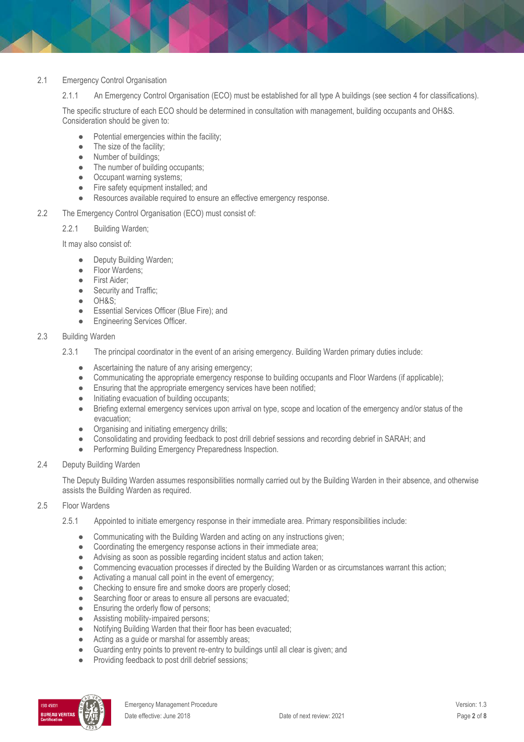## 2.1 Emergency Control Organisation

2.1.1 An Emergency Control Organisation (ECO) must be established for all type A buildings (see section 4 for classifications).

The specific structure of each ECO should be determined in consultation with management, building occupants and OH&S. Consideration should be given to:

- Potential emergencies within the facility;
- The size of the facility;
- Number of buildings;
- The number of building occupants;
- Occupant warning systems;
- Fire safety equipment installed; and
- Resources available required to ensure an effective emergency response.

## 2.2 The Emergency Control Organisation (ECO) must consist of:

2.2.1 Building Warden;

It may also consist of:

- Deputy Building Warden;
- Floor Wardens;
- First Aider;
- Security and Traffic;
- OH&S;
- Essential Services Officer (Blue Fire); and
- Engineering Services Officer.

## 2.3 Building Warden

2.3.1 The principal coordinator in the event of an arising emergency. Building Warden primary duties include:

- Ascertaining the nature of any arising emergency;
- Communicating the appropriate emergency response to building occupants and Floor Wardens (if applicable);
- Ensuring that the appropriate emergency services have been notified;
- Initiating evacuation of building occupants;
- Briefing external emergency services upon arrival on type, scope and location of the emergency and/or status of the evacuation;
- Organising and initiating emergency drills;
- Consolidating and providing feedback to post drill debrief sessions and recording debrief in SARAH; and
- Performing Building Emergency Preparedness Inspection.

## 2.4 Deputy Building Warden

The Deputy Building Warden assumes responsibilities normally carried out by the Building Warden in their absence, and otherwise assists the Building Warden as required.

## 2.5 Floor Wardens

2.5.1 Appointed to initiate emergency response in their immediate area. Primary responsibilities include:

- Communicating with the Building Warden and acting on any instructions given;
- Coordinating the emergency response actions in their immediate area;
- Advising as soon as possible regarding incident status and action taken;
- Commencing evacuation processes if directed by the Building Warden or as circumstances warrant this action;
- Activating a manual call point in the event of emergency;
- Checking to ensure fire and smoke doors are properly closed;
- Searching floor or areas to ensure all persons are evacuated;
- Ensuring the orderly flow of persons;
- Assisting mobility-impaired persons;
- Notifying Building Warden that their floor has been evacuated;
- Acting as a guide or marshal for assembly areas;
- Guarding entry points to prevent re-entry to buildings until all clear is given; and
- Providing feedback to post drill debrief sessions;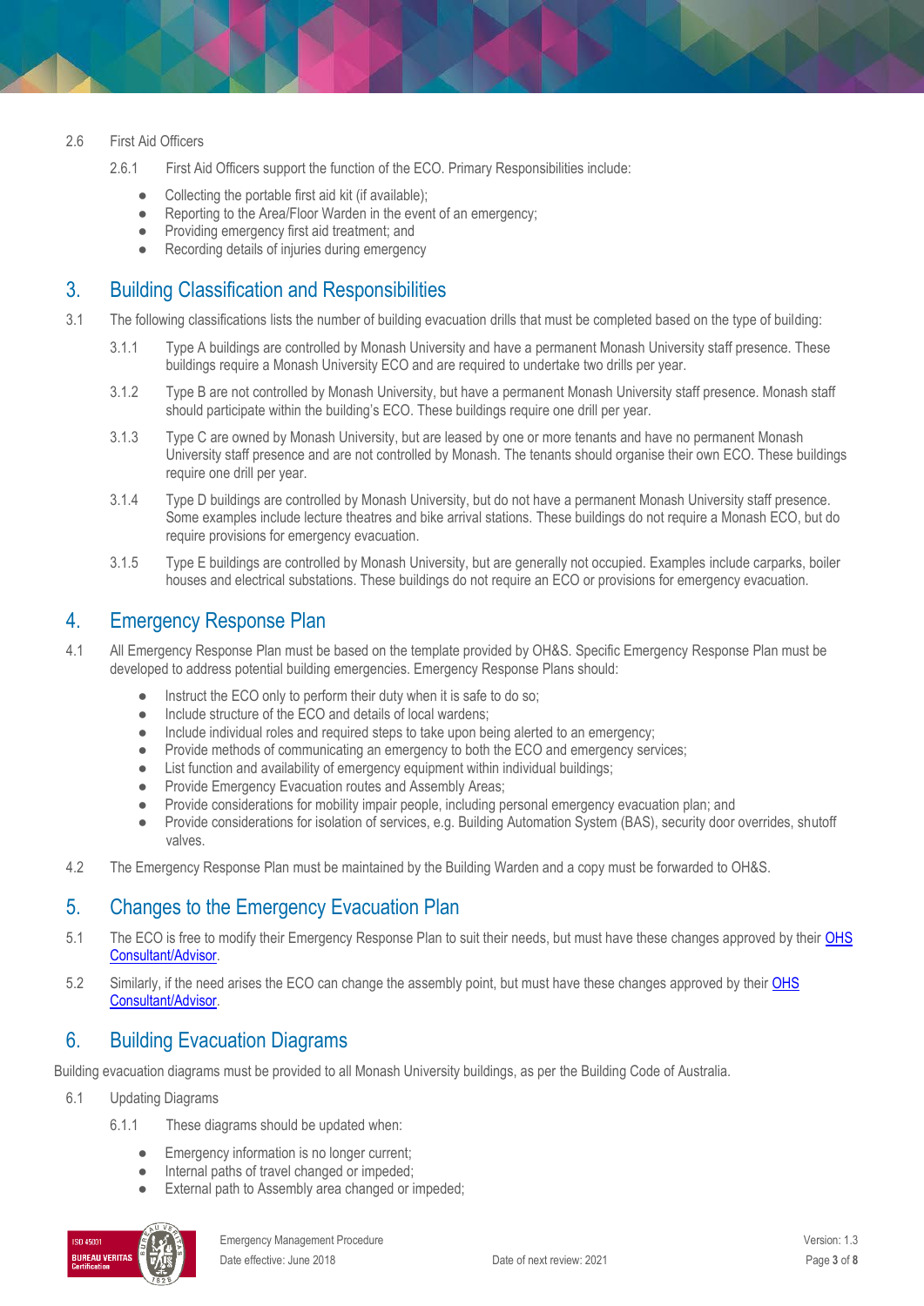2.6 First Aid Officers

2.6.1 First Aid Officers support the function of the ECO. Primary Responsibilities include:

- Collecting the portable first aid kit (if available);
- Reporting to the Area/Floor Warden in the event of an emergency;
- Providing emergency first aid treatment; and
- Recording details of injuries during emergency

## 3. Building Classification and Responsibilities

3.1 The following classifications lists the number of building evacuation drills that must be completed based on the type of building:

3.1.1 Type A buildings are controlled by Monash University and have a permanent Monash University staff presence. These buildings require a Monash University ECO and are required to undertake two drills per year.

3.1.2 Type B are not controlled by Monash University, but have a permanent Monash University staff presence. Monash staff should participate within the building's ECO. These buildings require one drill per year.

3.1.3 Type C are owned by Monash University, but are leased by one or more tenants and have no permanent Monash University staff presence and are not controlled by Monash. The tenants should organise their own ECO. These buildings require one drill per year.

3.1.4 Type D buildings are controlled by Monash University, but do not have a permanent Monash University staff presence. Some examples include lecture theatres and bike arrival stations. These buildings do not require a Monash ECO, but do require provisions for emergency evacuation.

3.1.5 Type E buildings are controlled by Monash University, but are generally not occupied. Examples include carparks, boiler houses and electrical substations. These buildings do not require an ECO or provisions for emergency evacuation.

## 4. Emergency Response Plan

4.1 All Emergency Response Plan must be based on the template provided by OH&S. Specific Emergency Response Plan must be developed to address potential building emergencies. Emergency Response Plans should:

- Instruct the ECO only to perform their duty when it is safe to do so;
- Include structure of the ECO and details of local wardens;
- Include individual roles and required steps to take upon being alerted to an emergency;
- Provide methods of communicating an emergency to both the ECO and emergency services;
- List function and availability of emergency equipment within individual buildings;
- Provide Emergency Evacuation routes and Assembly Areas;
- Provide considerations for mobility impair people, including personal emergency evacuation plan; and
- Provide considerations for isolation of services, e.g. Building Automation System (BAS), security door overrides, shutoff valves.

4.2 The Emergency Response Plan must be maintained by the Building Warden and a copy must be forwarded to OH&S.

## 5. Changes to the Emergency Evacuation Plan

5.1 The ECO is free to modify their Emergency Response Plan to suit their needs, but must have these changes approved by their OHS Consultant/Advisor.

5.2 Similarly, if the need arises the ECO can change the assembly point, but must have these changes approved by their OHS Consultant/Advisor.

## 6. Building Evacuation Diagrams

Building evacuation diagrams must be provided to all Monash University buildings, as per the Building Code of Australia.

6.1 Updating Diagrams

6.1.1 These diagrams should be updated when:

- Emergency information is no longer current;
- Internal paths of travel changed or impeded;
- External path to Assembly area changed or impeded;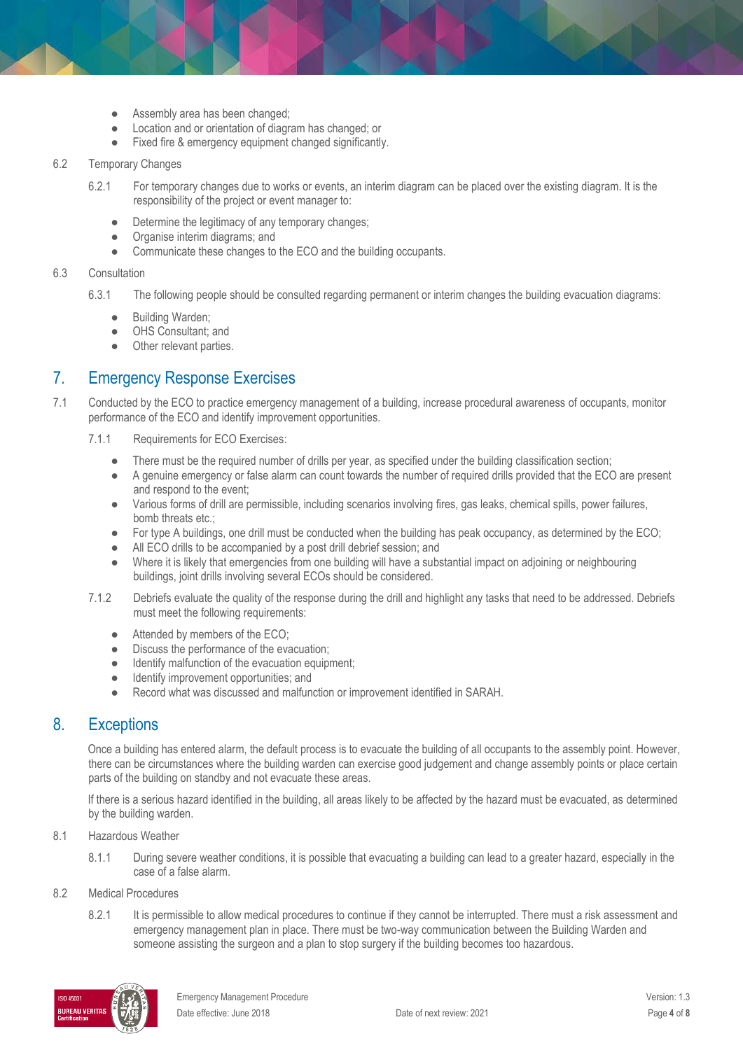- Assembly area has been changed;
- Location and or orientation of diagram has changed; or
- Fixed fire & emergency equipment changed significantly.

6.2 Temporary Changes

6.2.1 For temporary changes due to works or events, an interim diagram can be placed over the existing diagram. It is the responsibility of the project or event manager to:

- Determine the legitimacy of any temporary changes;
- Organise interim diagrams; and
- Communicate these changes to the ECO and the building occupants.

6.3 Consultation

6.3.1 The following people should be consulted regarding permanent or interim changes the building evacuation diagrams:

- Building Warden;
- OHS Consultant; and
- Other relevant parties.

## 7. Emergency Response Exercises

7.1 Conducted by the ECO to practice emergency management of a building, increase procedural awareness of occupants, monitor performance of the ECO and identify improvement opportunities.

7.1.1 Requirements for ECO Exercises:

- There must be the required number of drills per year, as specified under the building classification section;
- A genuine emergency or false alarm can count towards the number of required drills provided that the ECO are present and respond to the event;
- Various forms of drill are permissible, including scenarios involving fires, gas leaks, chemical spills, power failures, bomb threats etc.;
- For type A buildings, one drill must be conducted when the building has peak occupancy, as determined by the ECO;
- All ECO drills to be accompanied by a post drill debrief session; and
- Where it is likely that emergencies from one building will have a substantial impact on adjoining or neighbouring buildings, joint drills involving several ECOs should be considered.

7.1.2 Debriefs evaluate the quality of the response during the drill and highlight any tasks that need to be addressed. Debriefs must meet the following requirements:

- Attended by members of the ECO;
- Discuss the performance of the evacuation;
- Identify malfunction of the evacuation equipment;
- Identify improvement opportunities; and
- Record what was discussed and malfunction or improvement identified in SARAH.

## 8. Exceptions

Once a building has entered alarm, the default process is to evacuate the building of all occupants to the assembly point. However, there can be circumstances where the building warden can exercise good judgement and change assembly points or place certain parts of the building on standby and not evacuate these areas.

If there is a serious hazard identified in the building, all areas likely to be affected by the hazard must be evacuated, as determined by the building warden.

8.1 Hazardous Weather

8.1.1 During severe weather conditions, it is possible that evacuating a building can lead to a greater hazard, especially in the case of a false alarm.

8.2 Medical Procedures

8.2.1 It is permissible to allow medical procedures to continue if they cannot be interrupted. There must a risk assessment and emergency management plan in place. There must be two-way communication between the Building Warden and someone assisting the surgeon and a plan to stop surgery if the building becomes too hazardous.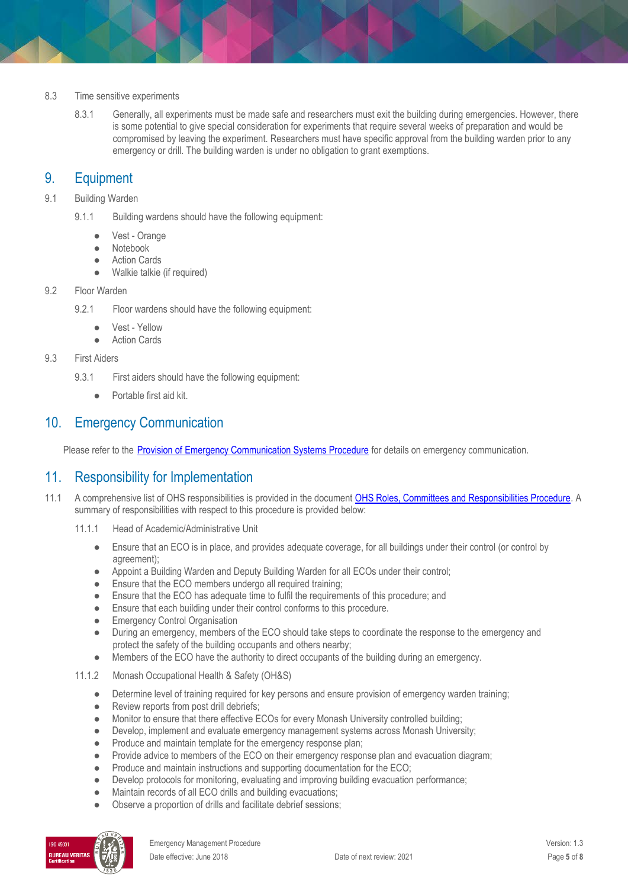8.3 Time sensitive experiments

8.3.1 Generally, all experiments must be made safe and researchers must exit the building during emergencies. However, there is some potential to give special consideration for experiments that require several weeks of preparation and would be compromised by leaving the experiment. Researchers must have specific approval from the building warden prior to any emergency or drill. The building warden is under no obligation to grant exemptions.

## 9. Equipment

9.1 Building Warden

9.1.1 Building wardens should have the following equipment:

- Vest - Orange
- Notebook
- Action Cards
- Walkie talkie (if required)

9.2 Floor Warden

9.2.1 Floor wardens should have the following equipment:

- Vest - Yellow
- Action Cards

9.3 First Aiders

9.3.1 First aiders should have the following equipment:

- Portable first aid kit.

## 10. Emergency Communication

Please refer to the [Provision of Emergency Communication Systems Procedure] for details on emergency communication.

## 11. Responsibility for Implementation

11.1 A comprehensive list of OHS responsibilities is provided in the document [OHS Roles, Committees and Responsibilities Procedure]. A summary of responsibilities with respect to this procedure is provided below:

11.1.1 Head of Academic/Administrative Unit

- Ensure that an ECO is in place, and provides adequate coverage, for all buildings under their control (or control by agreement);
- Appoint a Building Warden and Deputy Building Warden for all ECOs under their control;
- Ensure that the ECO members undergo all required training;
- Ensure that the ECO has adequate time to fulfil the requirements of this procedure; and
- Ensure that each building under their control conforms to this procedure.
- Emergency Control Organisation
- During an emergency, members of the ECO should take steps to coordinate the response to the emergency and protect the safety of the building occupants and others nearby;
- Members of the ECO have the authority to direct occupants of the building during an emergency.

11.1.2 Monash Occupational Health & Safety (OH&S)

- Determine level of training required for key persons and ensure provision of emergency warden training;
- Review reports from post drill debriefs;
- Monitor to ensure that there effective ECOs for every Monash University controlled building;
- Develop, implement and evaluate emergency management systems across Monash University;
- Produce and maintain template for the emergency response plan;
- Provide advice to members of the ECO on their emergency response plan and evacuation diagram;
- Produce and maintain instructions and supporting documentation for the ECO;
- Develop protocols for monitoring, evaluating and improving building evacuation performance;
- Maintain records of all ECO drills and building evacuations;
- Observe a proportion of drills and facilitate debrief sessions;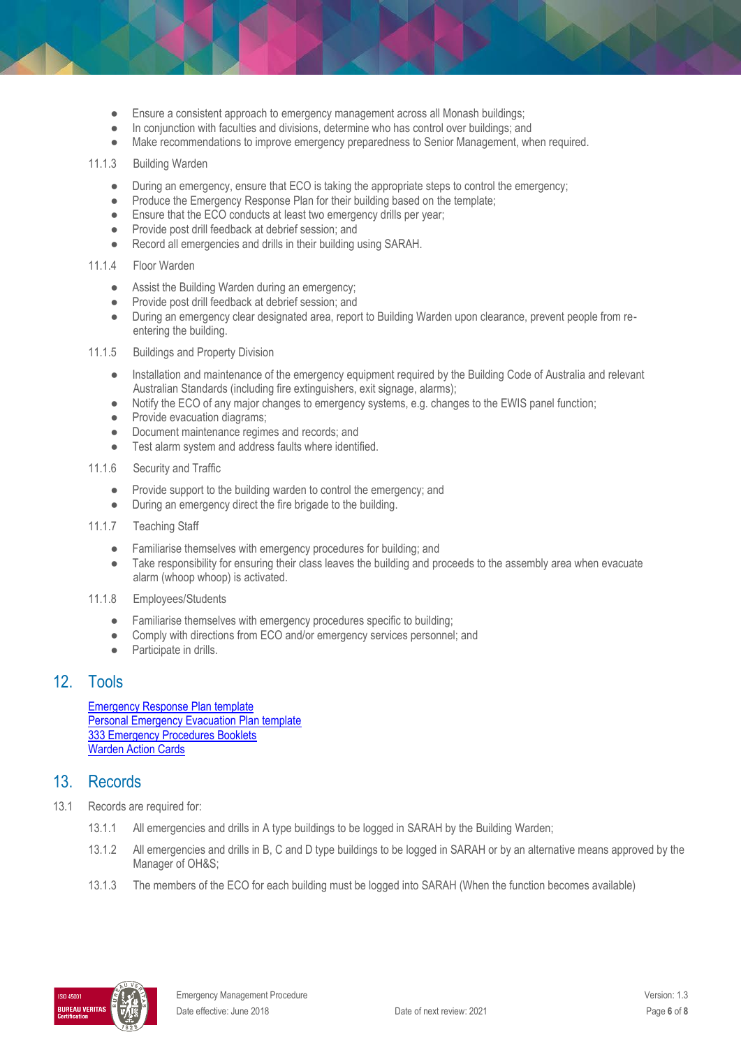- Ensure a consistent approach to emergency management across all Monash buildings;
- In conjunction with faculties and divisions, determine who has control over buildings; and
- Make recommendations to improve emergency preparedness to Senior Management, when required.

11.1.3 Building Warden

- During an emergency, ensure that ECO is taking the appropriate steps to control the emergency;
- Produce the Emergency Response Plan for their building based on the template;
- Ensure that the ECO conducts at least two emergency drills per year;
- Provide post drill feedback at debrief session; and
- Record all emergencies and drills in their building using SARAH.

11.1.4 Floor Warden

- Assist the Building Warden during an emergency;
- Provide post drill feedback at debrief session; and
- During an emergency clear designated area, report to Building Warden upon clearance, prevent people from re-entering the building.

11.1.5 Buildings and Property Division

- Installation and maintenance of the emergency equipment required by the Building Code of Australia and relevant Australian Standards (including fire extinguishers, exit signage, alarms);
- Notify the ECO of any major changes to emergency systems, e.g. changes to the EWIS panel function;
- Provide evacuation diagrams;
- Document maintenance regimes and records; and
- Test alarm system and address faults where identified.

11.1.6 Security and Traffic

- Provide support to the building warden to control the emergency; and
- During an emergency direct the fire brigade to the building.

11.1.7 Teaching Staff

- Familiarise themselves with emergency procedures for building; and
- Take responsibility for ensuring their class leaves the building and proceeds to the assembly area when evacuate alarm (whoop whoop) is activated.

11.1.8 Employees/Students

- Familiarise themselves with emergency procedures specific to building;
- Comply with directions from ECO and/or emergency services personnel; and
- Participate in drills.

## 12. Tools

Emergency Response Plan template
Personal Emergency Evacuation Plan template
333 Emergency Procedures Booklets
Warden Action Cards

## 13. Records

13.1 Records are required for:

13.1.1 All emergencies and drills in A type buildings to be logged in SARAH by the Building Warden;

13.1.2 All emergencies and drills in B, C and D type buildings to be logged in SARAH or by an alternative means approved by the Manager of OH&S;

13.1.3 The members of the ECO for each building must be logged into SARAH (When the function becomes available)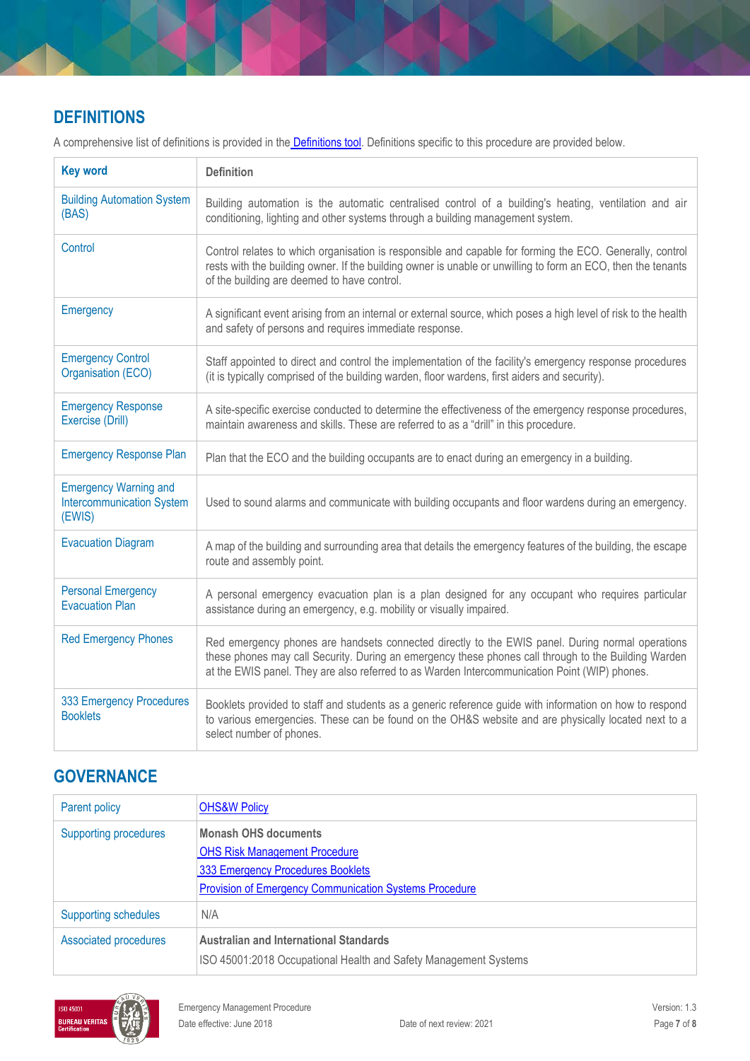## DEFINITIONS

A comprehensive list of definitions is provided in the [Definitions tool](). Definitions specific to this procedure are provided below.

| Key word | Definition |
|---|---|
| Building Automation System (BAS) | Building automation is the automatic centralised control of a building's heating, ventilation and air conditioning, lighting and other systems through a building management system. |
| Control | Control relates to which organisation is responsible and capable for forming the ECO. Generally, control rests with the building owner. If the building owner is unable or unwilling to form an ECO, then the tenants of the building are deemed to have control. |
| Emergency | A significant event arising from an internal or external source, which poses a high level of risk to the health and safety of persons and requires immediate response. |
| Emergency Control Organisation (ECO) | Staff appointed to direct and control the implementation of the facility's emergency response procedures (it is typically comprised of the building warden, floor wardens, first aiders and security). |
| Emergency Response Exercise (Drill) | A site-specific exercise conducted to determine the effectiveness of the emergency response procedures, maintain awareness and skills. These are referred to as a "drill" in this procedure. |
| Emergency Response Plan | Plan that the ECO and the building occupants are to enact during an emergency in a building. |
| Emergency Warning and Intercommunication System (EWIS) | Used to sound alarms and communicate with building occupants and floor wardens during an emergency. |
| Evacuation Diagram | A map of the building and surrounding area that details the emergency features of the building, the escape route and assembly point. |
| Personal Emergency Evacuation Plan | A personal emergency evacuation plan is a plan designed for any occupant who requires particular assistance during an emergency, e.g. mobility or visually impaired. |
| Red Emergency Phones | Red emergency phones are handsets connected directly to the EWIS panel. During normal operations these phones may call Security. During an emergency these phones call through to the Building Warden at the EWIS panel. They are also referred to as Warden Intercommunication Point (WIP) phones. |
| 333 Emergency Procedures Booklets | Booklets provided to staff and students as a generic reference guide with information on how to respond to various emergencies. These can be found on the OH&S website and are physically located next to a select number of phones. |

## GOVERNANCE

| Parent policy | [OHS&W Policy]() |
|---|---|
| Supporting procedures | **Monash OHS documents**<br>[OHS Risk Management Procedure]()<br>[333 Emergency Procedures Booklets]()<br>[Provision of Emergency Communication Systems Procedure]() |
| Supporting schedules | N/A |
| Associated procedures | **Australian and International Standards**<br>ISO 45001:2018 Occupational Health and Safety Management Systems |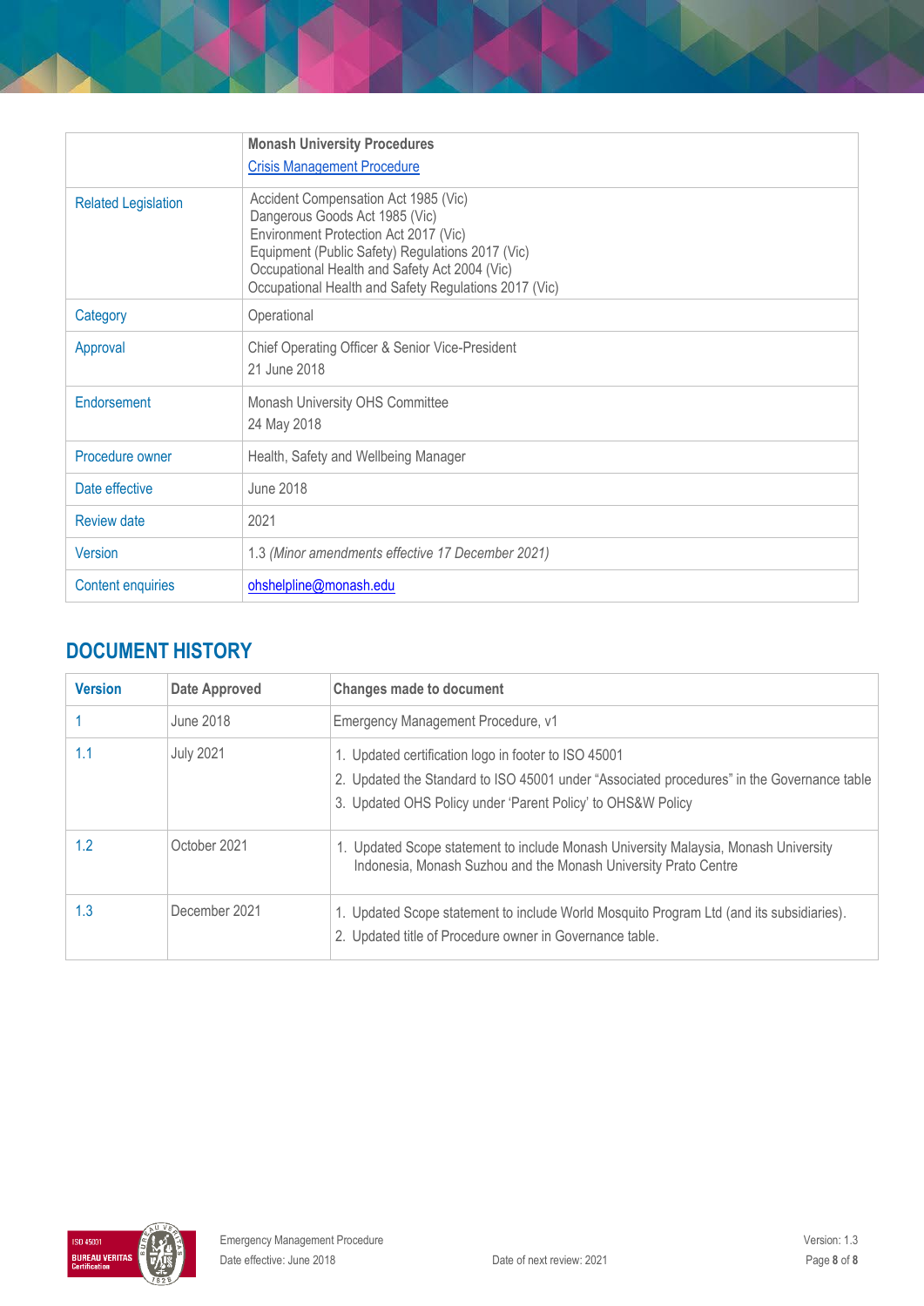| | |
|---|---|
| | **Monash University Procedures**<br>[Crisis Management Procedure] |
| Related Legislation | Accident Compensation Act 1985 (Vic)<br>Dangerous Goods Act 1985 (Vic)<br>Environment Protection Act 2017 (Vic)<br>Equipment (Public Safety) Regulations 2017 (Vic)<br>Occupational Health and Safety Act 2004 (Vic)<br>Occupational Health and Safety Regulations 2017 (Vic) |
| Category | Operational |
| Approval | Chief Operating Officer & Senior Vice-President<br>21 June 2018 |
| Endorsement | Monash University OHS Committee<br>24 May 2018 |
| Procedure owner | Health, Safety and Wellbeing Manager |
| Date effective | June 2018 |
| Review date | 2021 |
| Version | 1.3 *(Minor amendments effective 17 December 2021)* |
| Content enquiries | ohshelpline@monash.edu |

## DOCUMENT HISTORY

| Version | Date Approved | Changes made to document |
|---|---|---|
| 1 | June 2018 | Emergency Management Procedure, v1 |
| 1.1 | July 2021 | 1. Updated certification logo in footer to ISO 45001<br>2. Updated the Standard to ISO 45001 under "Associated procedures" in the Governance table<br>3. Updated OHS Policy under 'Parent Policy' to OHS&W Policy |
| 1.2 | October 2021 | 1. Updated Scope statement to include Monash University Malaysia, Monash University Indonesia, Monash Suzhou and the Monash University Prato Centre |
| 1.3 | December 2021 | 1. Updated Scope statement to include World Mosquito Program Ltd (and its subsidiaries).<br>2. Updated title of Procedure owner in Governance table. |